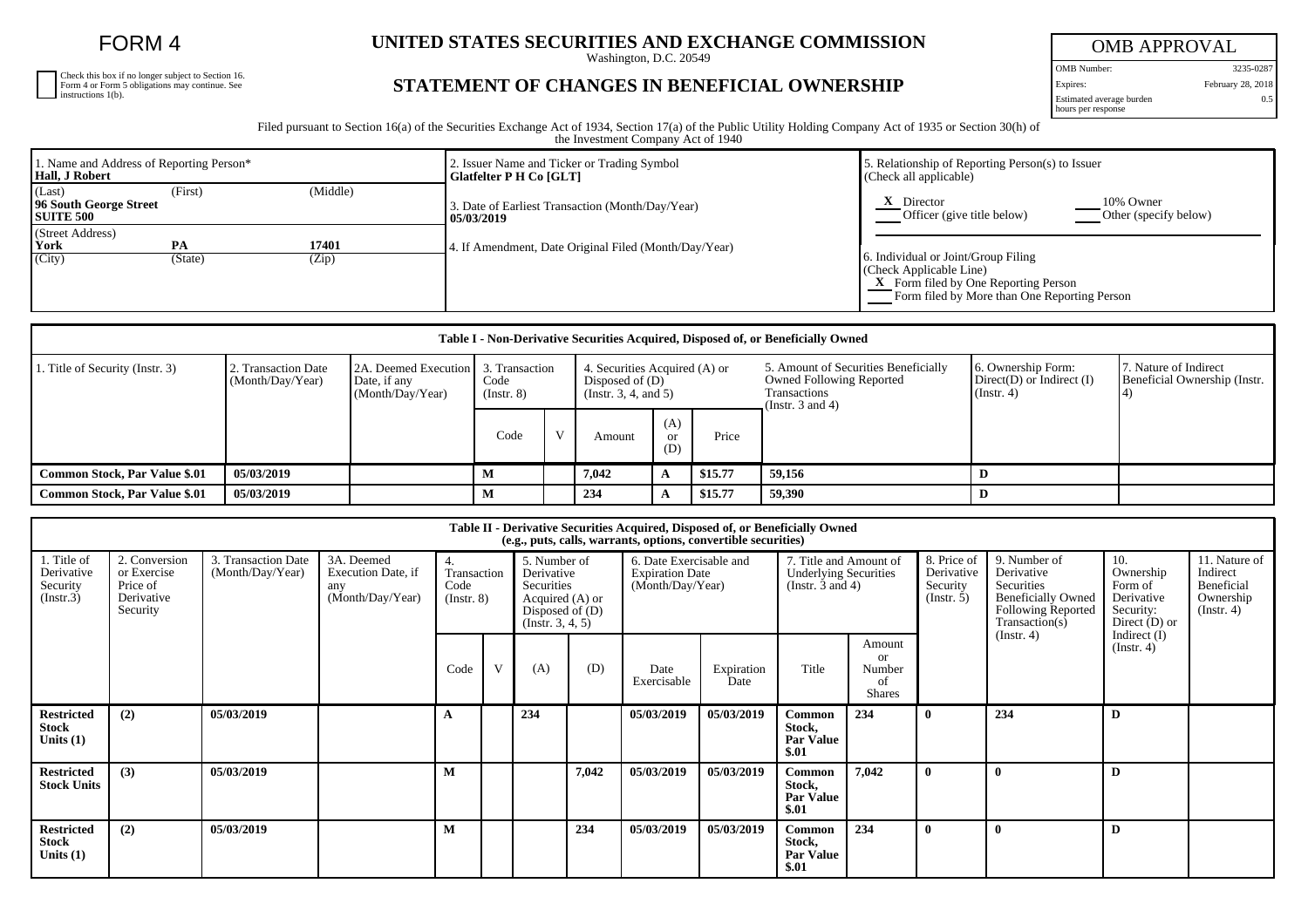# FORM 4

Check this box if no longer subject to Section 16. Form 4 or Form 5 obligations may continue. See instructions 1(b).

## UNITED STATES SECURITIES AND EXCHANGE COMMISSION

Washington, D.C. 20549

## STATEMENT OF CHANGES IN BENEFICIAL OWNERSHIP

| OMB APPROVAL | |
|---|---|
| OMB Number: | 3235-0287 |
| Expires: | February 28, 2018 |
| Estimated average burden hours per response | 0.5 |

Filed pursuant to Section 16(a) of the Securities Exchange Act of 1934, Section 17(a) of the Public Utility Holding Company Act of 1935 or Section 30(h) of the Investment Company Act of 1940

| 1. Name and Address of Reporting Person* | 2. Issuer Name and Ticker or Trading Symbol | 5. Relationship of Reporting Person(s) to Issuer (Check all applicable) |
|---|---|---|
| **Hall, J Robert** | **Glatfelter P H Co [GLT]** | X Director; ___ 10% Owner; ___ Officer (give title below); ___ Other (specify below) |
| (Last) (First) (Middle) **96 South George Street SUITE 500** | 3. Date of Earliest Transaction (Month/Day/Year) **05/03/2019** | |
| (Street Address) **York PA 17401** (City) (State) (Zip) | 4. If Amendment, Date Original Filed (Month/Day/Year) | 6. Individual or Joint/Group Filing (Check Applicable Line) X Form filed by One Reporting Person; ___ Form filed by More than One Reporting Person |

### Table I - Non-Derivative Securities Acquired, Disposed of, or Beneficially Owned

| 1. Title of Security (Instr. 3) | 2. Transaction Date (Month/Day/Year) | 2A. Deemed Execution Date, if any (Month/Day/Year) | 3. Transaction Code (Instr. 8) | | 4. Securities Acquired (A) or Disposed of (D) (Instr. 3, 4, and 5) | | | 5. Amount of Securities Beneficially Owned Following Reported Transactions (Instr. 3 and 4) | 6. Ownership Form: Direct(D) or Indirect (I) (Instr. 4) | 7. Nature of Indirect Beneficial Ownership (Instr. 4) |
|---|---|---|---|---|---|---|---|---|---|---|
| | | | Code | V | Amount | (A) or (D) | Price | | | |
| **Common Stock, Par Value $.01** | 05/03/2019 | | M | | 7,042 | A | $15.77 | 59,156 | D | |
| **Common Stock, Par Value $.01** | 05/03/2019 | | M | | 234 | A | $15.77 | 59,390 | D | |

### Table II - Derivative Securities Acquired, Disposed of, or Beneficially Owned (e.g., puts, calls, warrants, options, convertible securities)

| 1. Title of Derivative Security (Instr.3) | 2. Conversion or Exercise Price of Derivative Security | 3. Transaction Date (Month/Day/Year) | 3A. Deemed Execution Date, if any (Month/Day/Year) | 4. Transaction Code (Instr. 8) | | 5. Number of Derivative Securities Acquired (A) or Disposed of (D) (Instr. 3, 4, 5) | | 6. Date Exercisable and Expiration Date (Month/Day/Year) | | 7. Title and Amount of Underlying Securities (Instr. 3 and 4) | | 8. Price of Derivative Security (Instr. 5) | 9. Number of Derivative Securities Beneficially Owned Following Reported Transaction(s) (Instr. 4) | 10. Ownership Form of Derivative Security: Direct (D) or Indirect (I) (Instr. 4) | 11. Nature of Indirect Beneficial Ownership (Instr. 4) |
|---|---|---|---|---|---|---|---|---|---|---|---|---|---|---|---|
| | | | | Code | V | (A) | (D) | Date Exercisable | Expiration Date | Title | Amount or Number of Shares | | | | |
| **Restricted Stock Units (1)** | (2) | 05/03/2019 | | A | | 234 | | 05/03/2019 | 05/03/2019 | Common Stock, Par Value $.01 | 234 | 0 | 234 | D | |
| **Restricted Stock Units** | (3) | 05/03/2019 | | M | | | 7,042 | 05/03/2019 | 05/03/2019 | Common Stock, Par Value $.01 | 7,042 | 0 | 0 | D | |
| **Restricted Stock Units (1)** | (2) | 05/03/2019 | | M | | | 234 | 05/03/2019 | 05/03/2019 | Common Stock, Par Value $.01 | 234 | 0 | 0 | D | |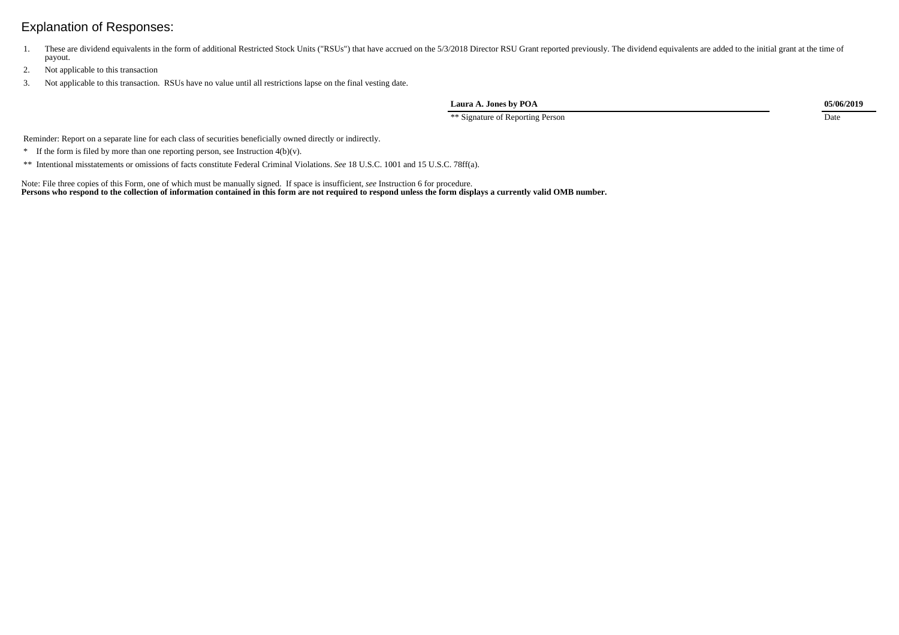## Explanation of Responses:

1. These are dividend equivalents in the form of additional Restricted Stock Units ("RSUs") that have accrued on the 5/3/2018 Director RSU Grant reported previously. The dividend equivalents are added to the initial grant at the time of payout.
2. Not applicable to this transaction
3. Not applicable to this transaction. RSUs have no value until all restrictions lapse on the final vesting date.

| | |
|---|---|
| **Laura A. Jones by POA** | **05/06/2019** |
| ** Signature of Reporting Person | Date |

Reminder: Report on a separate line for each class of securities beneficially owned directly or indirectly.

\* If the form is filed by more than one reporting person, see Instruction 4(b)(v).

** Intentional misstatements or omissions of facts constitute Federal Criminal Violations. *See* 18 U.S.C. 1001 and 15 U.S.C. 78ff(a).

Note: File three copies of this Form, one of which must be manually signed. If space is insufficient, *see* Instruction 6 for procedure.

**Persons who respond to the collection of information contained in this form are not required to respond unless the form displays a currently valid OMB number.**